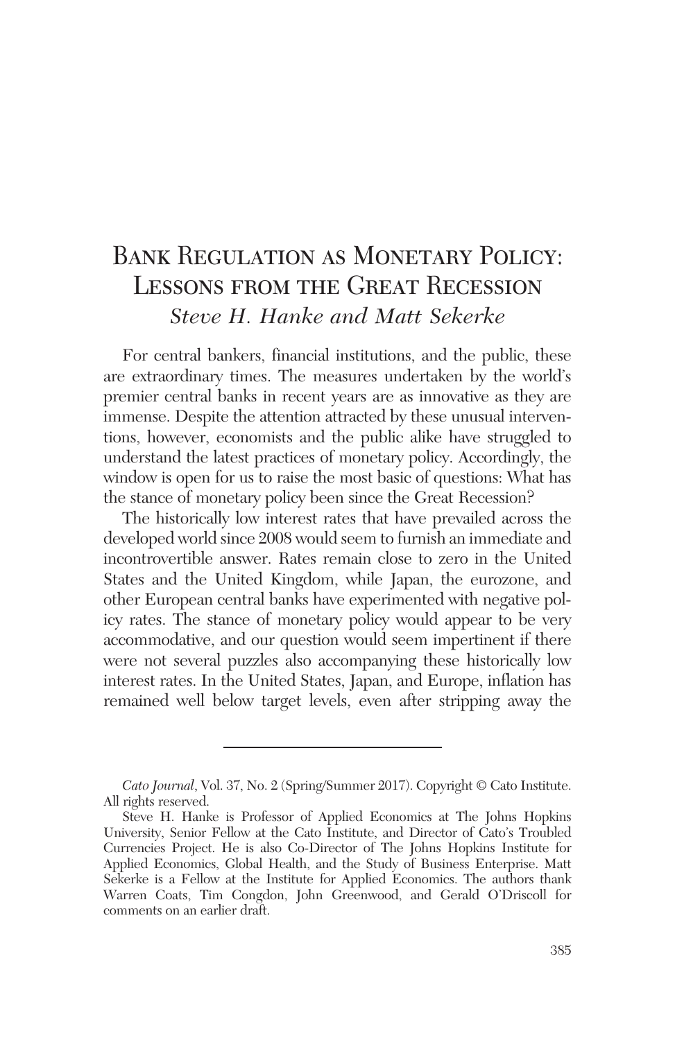# Bank Regulation as Monetary Policy: Lessons from the Great Recession

*Steve H. Hanke and Matt Sekerke*

For central bankers, financial institutions, and the public, these are extraordinary times. The measures undertaken by the world's premier central banks in recent years are as innovative as they are immense. Despite the attention attracted by these unusual interventions, however, economists and the public alike have struggled to understand the latest practices of monetary policy. Accordingly, the window is open for us to raise the most basic of questions: What has the stance of monetary policy been since the Great Recession?

The historically low interest rates that have prevailed across the developed world since 2008 would seem to furnish an immediate and incontrovertible answer. Rates remain close to zero in the United States and the United Kingdom, while Japan, the eurozone, and other European central banks have experimented with negative policy rates. The stance of monetary policy would appear to be very accommodative, and our question would seem impertinent if there were not several puzzles also accompanying these historically low interest rates. In the United States, Japan, and Europe, inflation has remained well below target levels, even after stripping away the

---

*Cato Journal*, Vol. 37, No. 2 (Spring/Summer 2017). Copyright © Cato Institute. All rights reserved.

Steve H. Hanke is Professor of Applied Economics at The Johns Hopkins University, Senior Fellow at the Cato Institute, and Director of Cato's Troubled Currencies Project. He is also Co-Director of The Johns Hopkins Institute for Applied Economics, Global Health, and the Study of Business Enterprise. Matt Sekerke is a Fellow at the Institute for Applied Economics. The authors thank Warren Coats, Tim Congdon, John Greenwood, and Gerald O'Driscoll for comments on an earlier draft.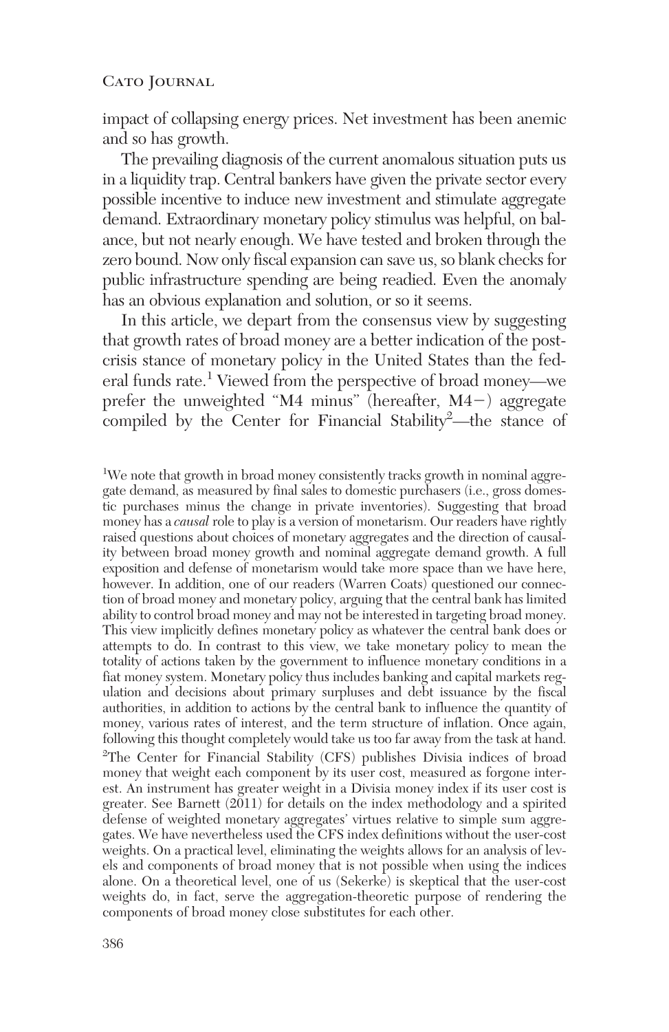impact of collapsing energy prices. Net investment has been anemic and so has growth.

The prevailing diagnosis of the current anomalous situation puts us in a liquidity trap. Central bankers have given the private sector every possible incentive to induce new investment and stimulate aggregate demand. Extraordinary monetary policy stimulus was helpful, on balance, but not nearly enough. We have tested and broken through the zero bound. Now only fiscal expansion can save us, so blank checks for public infrastructure spending are being readied. Even the anomaly has an obvious explanation and solution, or so it seems.

In this article, we depart from the consensus view by suggesting that growth rates of broad money are a better indication of the post-crisis stance of monetary policy in the United States than the federal funds rate.[1] Viewed from the perspective of broad money—we prefer the unweighted "M4 minus" (hereafter, M4−) aggregate compiled by the Center for Financial Stability[2]—the stance of

[1]We note that growth in broad money consistently tracks growth in nominal aggregate demand, as measured by final sales to domestic purchasers (i.e., gross domestic purchases minus the change in private inventories). Suggesting that broad money has a *causal* role to play is a version of monetarism. Our readers have rightly raised questions about choices of monetary aggregates and the direction of causality between broad money growth and nominal aggregate demand growth. A full exposition and defense of monetarism would take more space than we have here, however. In addition, one of our readers (Warren Coats) questioned our connection of broad money and monetary policy, arguing that the central bank has limited ability to control broad money and may not be interested in targeting broad money. This view implicitly defines monetary policy as whatever the central bank does or attempts to do. In contrast to this view, we take monetary policy to mean the totality of actions taken by the government to influence monetary conditions in a fiat money system. Monetary policy thus includes banking and capital markets regulation and decisions about primary surpluses and debt issuance by the fiscal authorities, in addition to actions by the central bank to influence the quantity of money, various rates of interest, and the term structure of inflation. Once again, following this thought completely would take us too far away from the task at hand.

[2]The Center for Financial Stability (CFS) publishes Divisia indices of broad money that weight each component by its user cost, measured as forgone interest. An instrument has greater weight in a Divisia money index if its user cost is greater. See Barnett (2011) for details on the index methodology and a spirited defense of weighted monetary aggregates' virtues relative to simple sum aggregates. We have nevertheless used the CFS index definitions without the user-cost weights. On a practical level, eliminating the weights allows for an analysis of levels and components of broad money that is not possible when using the indices alone. On a theoretical level, one of us (Sekerke) is skeptical that the user-cost weights do, in fact, serve the aggregation-theoretic purpose of rendering the components of broad money close substitutes for each other.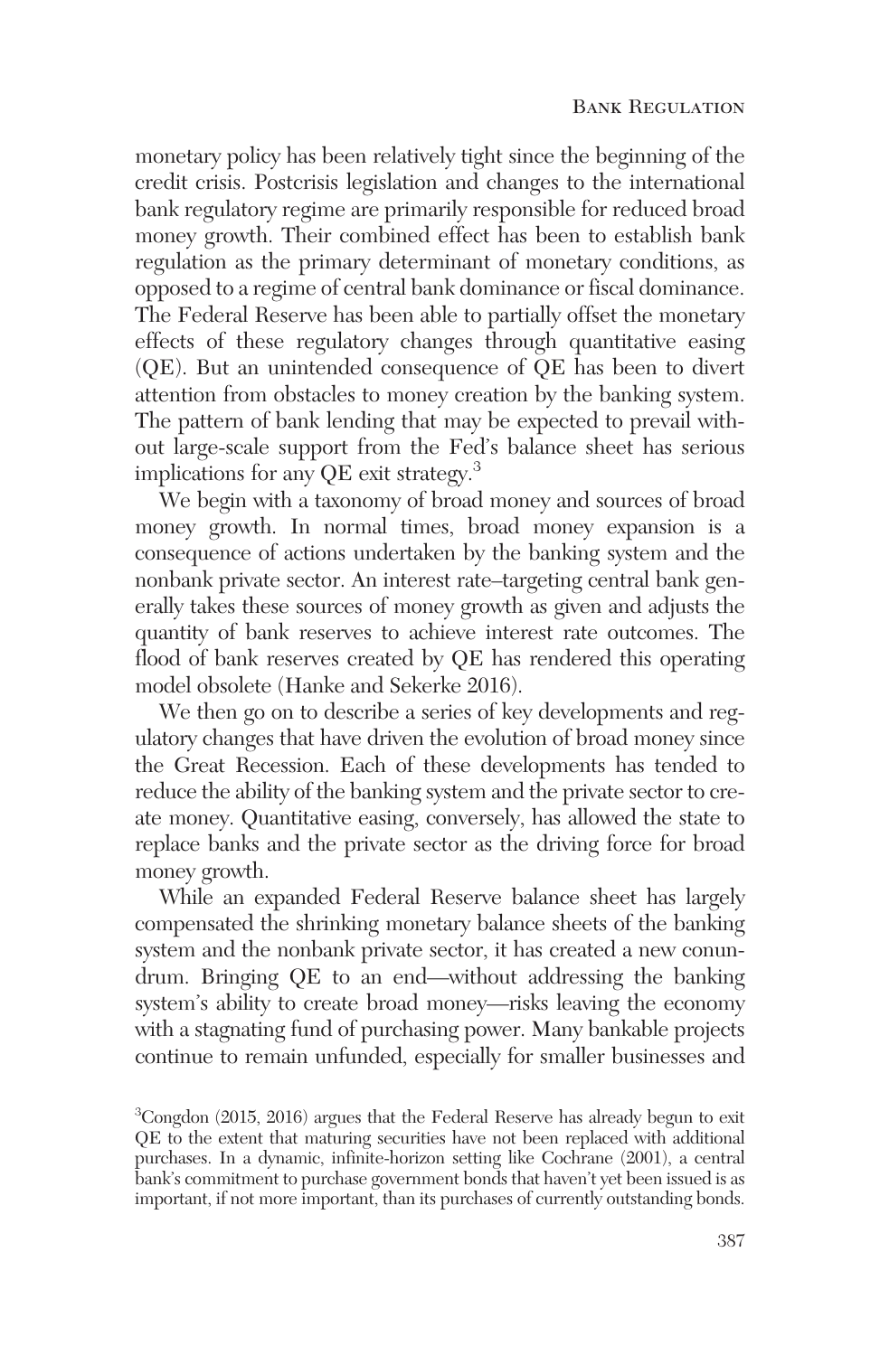monetary policy has been relatively tight since the beginning of the credit crisis. Postcrisis legislation and changes to the international bank regulatory regime are primarily responsible for reduced broad money growth. Their combined effect has been to establish bank regulation as the primary determinant of monetary conditions, as opposed to a regime of central bank dominance or fiscal dominance. The Federal Reserve has been able to partially offset the monetary effects of these regulatory changes through quantitative easing (QE). But an unintended consequence of QE has been to divert attention from obstacles to money creation by the banking system. The pattern of bank lending that may be expected to prevail without large-scale support from the Fed's balance sheet has serious implications for any QE exit strategy.[3]

We begin with a taxonomy of broad money and sources of broad money growth. In normal times, broad money expansion is a consequence of actions undertaken by the banking system and the nonbank private sector. An interest rate–targeting central bank generally takes these sources of money growth as given and adjusts the quantity of bank reserves to achieve interest rate outcomes. The flood of bank reserves created by QE has rendered this operating model obsolete (Hanke and Sekerke 2016).

We then go on to describe a series of key developments and regulatory changes that have driven the evolution of broad money since the Great Recession. Each of these developments has tended to reduce the ability of the banking system and the private sector to create money. Quantitative easing, conversely, has allowed the state to replace banks and the private sector as the driving force for broad money growth.

While an expanded Federal Reserve balance sheet has largely compensated the shrinking monetary balance sheets of the banking system and the nonbank private sector, it has created a new conundrum. Bringing QE to an end—without addressing the banking system's ability to create broad money—risks leaving the economy with a stagnating fund of purchasing power. Many bankable projects continue to remain unfunded, especially for smaller businesses and

[3]Congdon (2015, 2016) argues that the Federal Reserve has already begun to exit QE to the extent that maturing securities have not been replaced with additional purchases. In a dynamic, infinite-horizon setting like Cochrane (2001), a central bank's commitment to purchase government bonds that haven't yet been issued is as important, if not more important, than its purchases of currently outstanding bonds.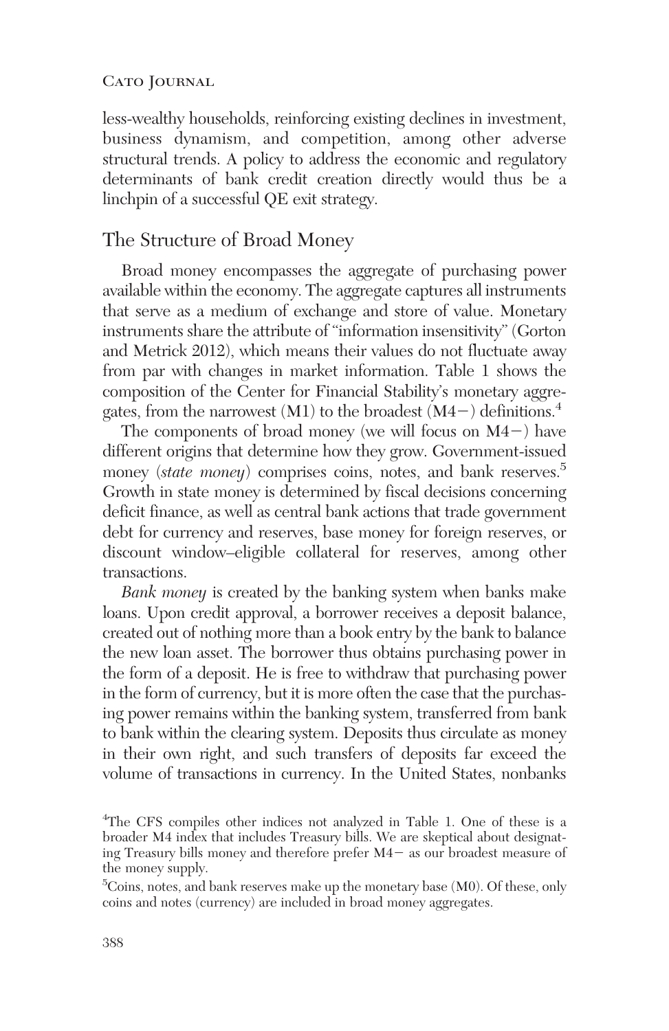less-wealthy households, reinforcing existing declines in investment, business dynamism, and competition, among other adverse structural trends. A policy to address the economic and regulatory determinants of bank credit creation directly would thus be a linchpin of a successful QE exit strategy.

## The Structure of Broad Money

Broad money encompasses the aggregate of purchasing power available within the economy. The aggregate captures all instruments that serve as a medium of exchange and store of value. Monetary instruments share the attribute of "information insensitivity" (Gorton and Metrick 2012), which means their values do not fluctuate away from par with changes in market information. Table 1 shows the composition of the Center for Financial Stability's monetary aggregates, from the narrowest (M1) to the broadest (M4−) definitions.[4]

The components of broad money (we will focus on M4−) have different origins that determine how they grow. Government-issued money (*state money*) comprises coins, notes, and bank reserves.[5] Growth in state money is determined by fiscal decisions concerning deficit finance, as well as central bank actions that trade government debt for currency and reserves, base money for foreign reserves, or discount window–eligible collateral for reserves, among other transactions.

*Bank money* is created by the banking system when banks make loans. Upon credit approval, a borrower receives a deposit balance, created out of nothing more than a book entry by the bank to balance the new loan asset. The borrower thus obtains purchasing power in the form of a deposit. He is free to withdraw that purchasing power in the form of currency, but it is more often the case that the purchasing power remains within the banking system, transferred from bank to bank within the clearing system. Deposits thus circulate as money in their own right, and such transfers of deposits far exceed the volume of transactions in currency. In the United States, nonbanks

[4]The CFS compiles other indices not analyzed in Table 1. One of these is a broader M4 index that includes Treasury bills. We are skeptical about designating Treasury bills money and therefore prefer M4− as our broadest measure of the money supply.

[5]Coins, notes, and bank reserves make up the monetary base (M0). Of these, only coins and notes (currency) are included in broad money aggregates.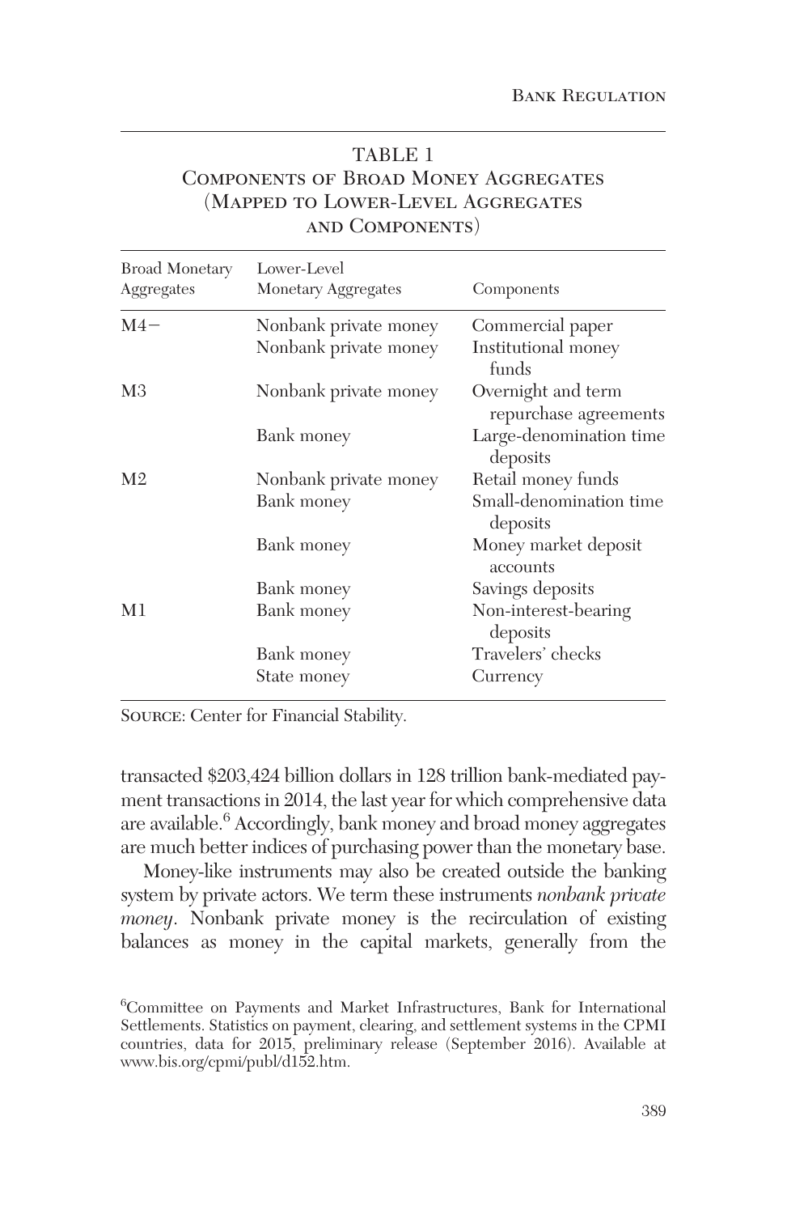TABLE 1
COMPONENTS OF BROAD MONEY AGGREGATES (MAPPED TO LOWER-LEVEL AGGREGATES AND COMPONENTS)

| Broad Monetary Aggregates | Lower-Level Monetary Aggregates | Components |
|---|---|---|
| M4− | Nonbank private money | Commercial paper |
| | Nonbank private money | Institutional money funds |
| M3 | Nonbank private money | Overnight and term repurchase agreements |
| | Bank money | Large-denomination time deposits |
| M2 | Nonbank private money | Retail money funds |
| | Bank money | Small-denomination time deposits |
| | Bank money | Money market deposit accounts |
| | Bank money | Savings deposits |
| M1 | Bank money | Non-interest-bearing deposits |
| | Bank money | Travelers' checks |
| | State money | Currency |

SOURCE: Center for Financial Stability.

transacted \$203,424 billion dollars in 128 trillion bank-mediated payment transactions in 2014, the last year for which comprehensive data are available.[6] Accordingly, bank money and broad money aggregates are much better indices of purchasing power than the monetary base.

Money-like instruments may also be created outside the banking system by private actors. We term these instruments *nonbank private money*. Nonbank private money is the recirculation of existing balances as money in the capital markets, generally from the

[6]Committee on Payments and Market Infrastructures, Bank for International Settlements. Statistics on payment, clearing, and settlement systems in the CPMI countries, data for 2015, preliminary release (September 2016). Available at www.bis.org/cpmi/publ/d152.htm.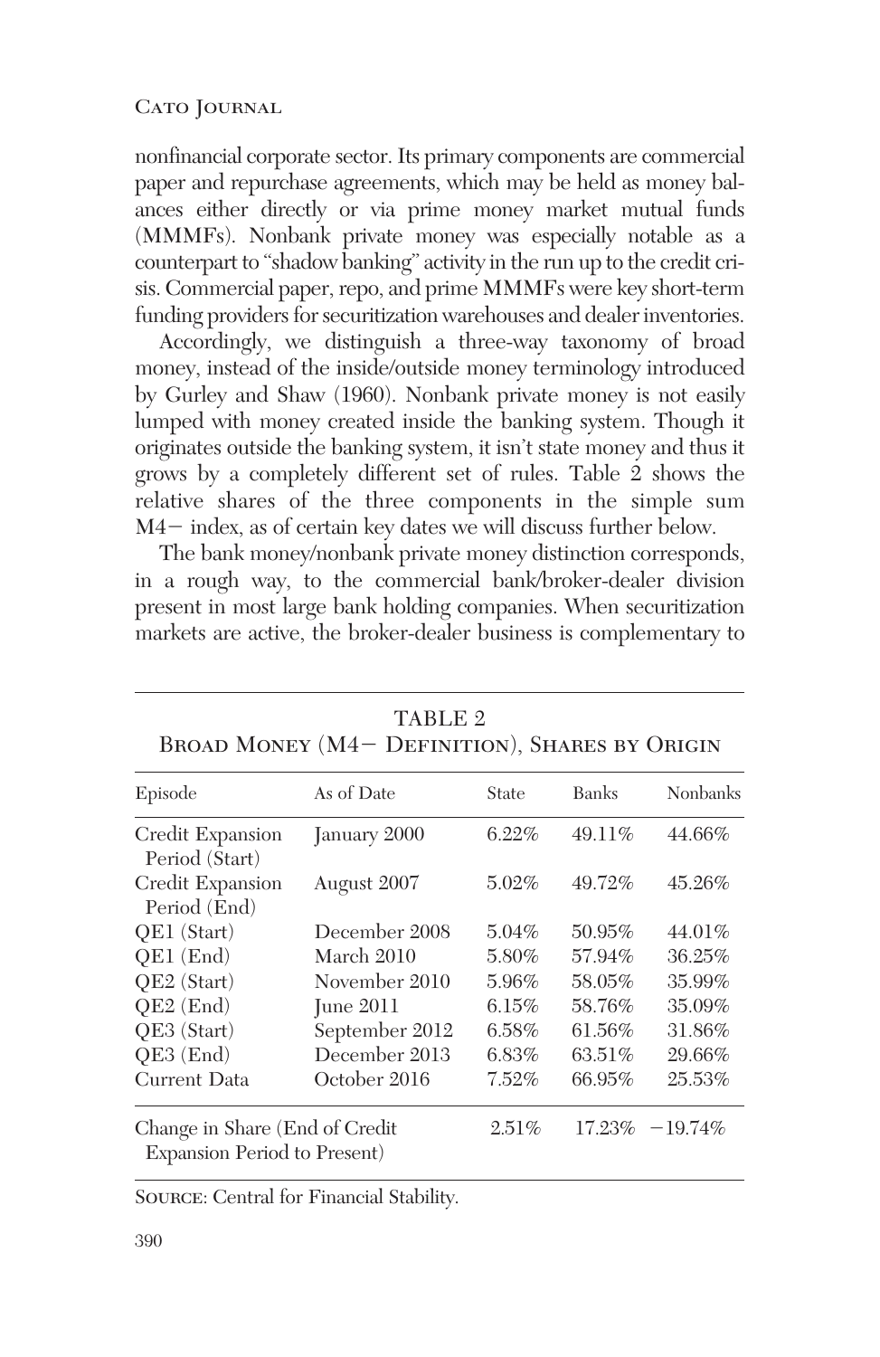nonfinancial corporate sector. Its primary components are commercial paper and repurchase agreements, which may be held as money balances either directly or via prime money market mutual funds (MMMFs). Nonbank private money was especially notable as a counterpart to "shadow banking" activity in the run up to the credit crisis. Commercial paper, repo, and prime MMMFs were key short-term funding providers for securitization warehouses and dealer inventories.

Accordingly, we distinguish a three-way taxonomy of broad money, instead of the inside/outside money terminology introduced by Gurley and Shaw (1960). Nonbank private money is not easily lumped with money created inside the banking system. Though it originates outside the banking system, it isn't state money and thus it grows by a completely different set of rules. Table 2 shows the relative shares of the three components in the simple sum M4− index, as of certain key dates we will discuss further below.

The bank money/nonbank private money distinction corresponds, in a rough way, to the commercial bank/broker-dealer division present in most large bank holding companies. When securitization markets are active, the broker-dealer business is complementary to

TABLE 2
BROAD MONEY (M4− DEFINITION), SHARES BY ORIGIN

| Episode | As of Date | State | Banks | Nonbanks |
|---|---|---|---|---|
| Credit Expansion Period (Start) | January 2000 | 6.22% | 49.11% | 44.66% |
| Credit Expansion Period (End) | August 2007 | 5.02% | 49.72% | 45.26% |
| QE1 (Start) | December 2008 | 5.04% | 50.95% | 44.01% |
| QE1 (End) | March 2010 | 5.80% | 57.94% | 36.25% |
| QE2 (Start) | November 2010 | 5.96% | 58.05% | 35.99% |
| QE2 (End) | June 2011 | 6.15% | 58.76% | 35.09% |
| QE3 (Start) | September 2012 | 6.58% | 61.56% | 31.86% |
| QE3 (End) | December 2013 | 6.83% | 63.51% | 29.66% |
| Current Data | October 2016 | 7.52% | 66.95% | 25.53% |
| Change in Share (End of Credit Expansion Period to Present) | | 2.51% | 17.23% | −19.74% |

SOURCE: Central for Financial Stability.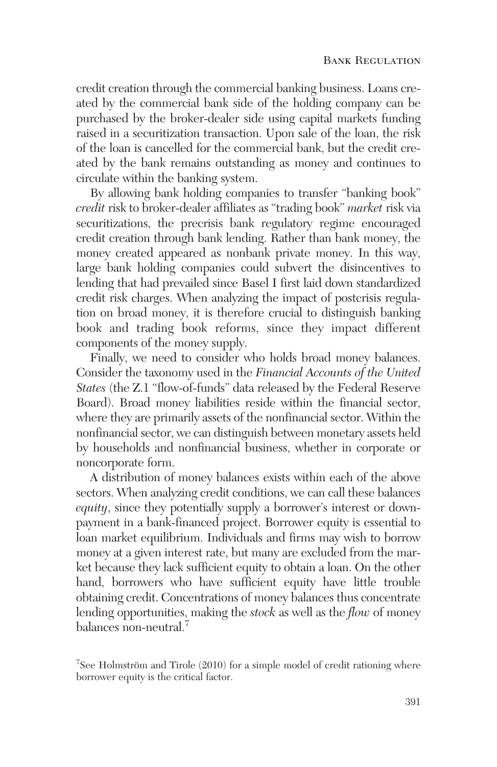credit creation through the commercial banking business. Loans created by the commercial bank side of the holding company can be purchased by the broker-dealer side using capital markets funding raised in a securitization transaction. Upon sale of the loan, the risk of the loan is cancelled for the commercial bank, but the credit created by the bank remains outstanding as money and continues to circulate within the banking system.

By allowing bank holding companies to transfer "banking book" *credit* risk to broker-dealer affiliates as "trading book" *market* risk via securitizations, the precrisis bank regulatory regime encouraged credit creation through bank lending. Rather than bank money, the money created appeared as nonbank private money. In this way, large bank holding companies could subvert the disincentives to lending that had prevailed since Basel I first laid down standardized credit risk charges. When analyzing the impact of postcrisis regulation on broad money, it is therefore crucial to distinguish banking book and trading book reforms, since they impact different components of the money supply.

Finally, we need to consider who holds broad money balances. Consider the taxonomy used in the *Financial Accounts of the United States* (the Z.1 "flow-of-funds" data released by the Federal Reserve Board). Broad money liabilities reside within the financial sector, where they are primarily assets of the nonfinancial sector. Within the nonfinancial sector, we can distinguish between monetary assets held by households and nonfinancial business, whether in corporate or noncorporate form.

A distribution of money balances exists within each of the above sectors. When analyzing credit conditions, we can call these balances *equity*, since they potentially supply a borrower's interest or downpayment in a bank-financed project. Borrower equity is essential to loan market equilibrium. Individuals and firms may wish to borrow money at a given interest rate, but many are excluded from the market because they lack sufficient equity to obtain a loan. On the other hand, borrowers who have sufficient equity have little trouble obtaining credit. Concentrations of money balances thus concentrate lending opportunities, making the *stock* as well as the *flow* of money balances non-neutral.[7]

[7]See Holmström and Tirole (2010) for a simple model of credit rationing where borrower equity is the critical factor.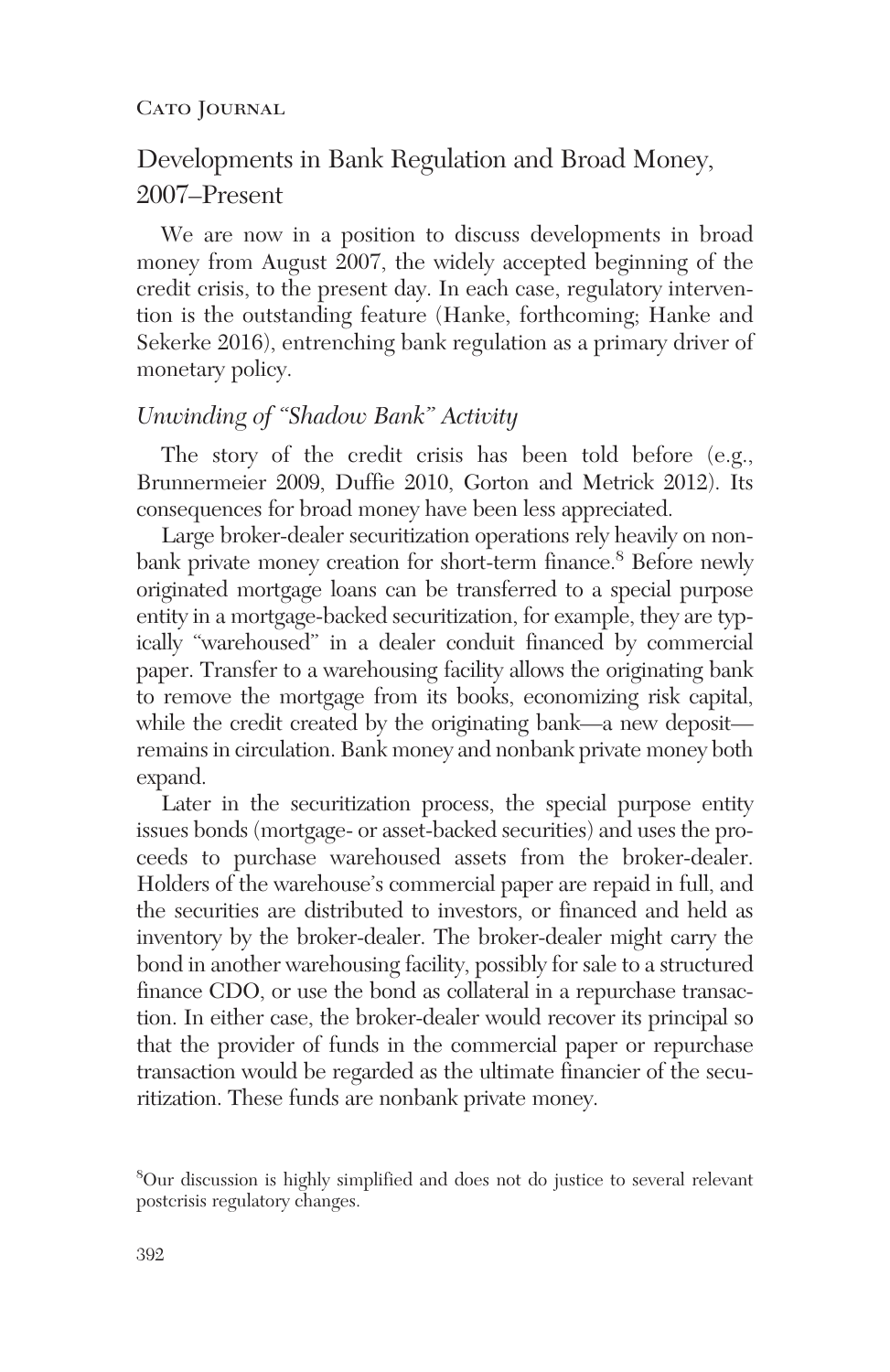## Developments in Bank Regulation and Broad Money, 2007–Present

We are now in a position to discuss developments in broad money from August 2007, the widely accepted beginning of the credit crisis, to the present day. In each case, regulatory intervention is the outstanding feature (Hanke, forthcoming; Hanke and Sekerke 2016), entrenching bank regulation as a primary driver of monetary policy.

### *Unwinding of "Shadow Bank" Activity*

The story of the credit crisis has been told before (e.g., Brunnermeier 2009, Duffie 2010, Gorton and Metrick 2012). Its consequences for broad money have been less appreciated.

Large broker-dealer securitization operations rely heavily on nonbank private money creation for short-term finance.[8] Before newly originated mortgage loans can be transferred to a special purpose entity in a mortgage-backed securitization, for example, they are typically "warehoused" in a dealer conduit financed by commercial paper. Transfer to a warehousing facility allows the originating bank to remove the mortgage from its books, economizing risk capital, while the credit created by the originating bank—a new deposit—remains in circulation. Bank money and nonbank private money both expand.

Later in the securitization process, the special purpose entity issues bonds (mortgage- or asset-backed securities) and uses the proceeds to purchase warehoused assets from the broker-dealer. Holders of the warehouse's commercial paper are repaid in full, and the securities are distributed to investors, or financed and held as inventory by the broker-dealer. The broker-dealer might carry the bond in another warehousing facility, possibly for sale to a structured finance CDO, or use the bond as collateral in a repurchase transaction. In either case, the broker-dealer would recover its principal so that the provider of funds in the commercial paper or repurchase transaction would be regarded as the ultimate financier of the securitization. These funds are nonbank private money.

[8] Our discussion is highly simplified and does not do justice to several relevant postcrisis regulatory changes.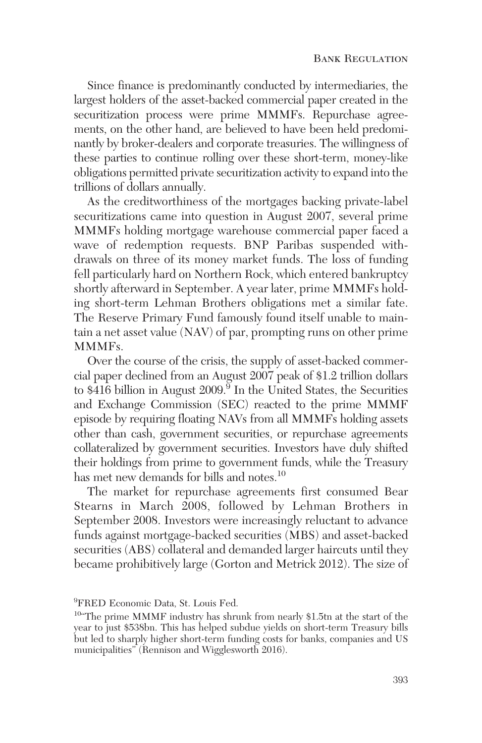Since finance is predominantly conducted by intermediaries, the largest holders of the asset-backed commercial paper created in the securitization process were prime MMMFs. Repurchase agreements, on the other hand, are believed to have been held predominantly by broker-dealers and corporate treasuries. The willingness of these parties to continue rolling over these short-term, money-like obligations permitted private securitization activity to expand into the trillions of dollars annually.

As the creditworthiness of the mortgages backing private-label securitizations came into question in August 2007, several prime MMMFs holding mortgage warehouse commercial paper faced a wave of redemption requests. BNP Paribas suspended withdrawals on three of its money market funds. The loss of funding fell particularly hard on Northern Rock, which entered bankruptcy shortly afterward in September. A year later, prime MMMFs holding short-term Lehman Brothers obligations met a similar fate. The Reserve Primary Fund famously found itself unable to maintain a net asset value (NAV) of par, prompting runs on other prime MMMFs.

Over the course of the crisis, the supply of asset-backed commercial paper declined from an August 2007 peak of \$1.2 trillion dollars to \$416 billion in August 2009.[9] In the United States, the Securities and Exchange Commission (SEC) reacted to the prime MMMF episode by requiring floating NAVs from all MMMFs holding assets other than cash, government securities, or repurchase agreements collateralized by government securities. Investors have duly shifted their holdings from prime to government funds, while the Treasury has met new demands for bills and notes.[10]

The market for repurchase agreements first consumed Bear Stearns in March 2008, followed by Lehman Brothers in September 2008. Investors were increasingly reluctant to advance funds against mortgage-backed securities (MBS) and asset-backed securities (ABS) collateral and demanded larger haircuts until they became prohibitively large (Gorton and Metrick 2012). The size of

[9]FRED Economic Data, St. Louis Fed.

[10]"The prime MMMF industry has shrunk from nearly \$1.5tn at the start of the year to just \$538bn. This has helped subdue yields on short-term Treasury bills but led to sharply higher short-term funding costs for banks, companies and US municipalities" (Rennison and Wigglesworth 2016).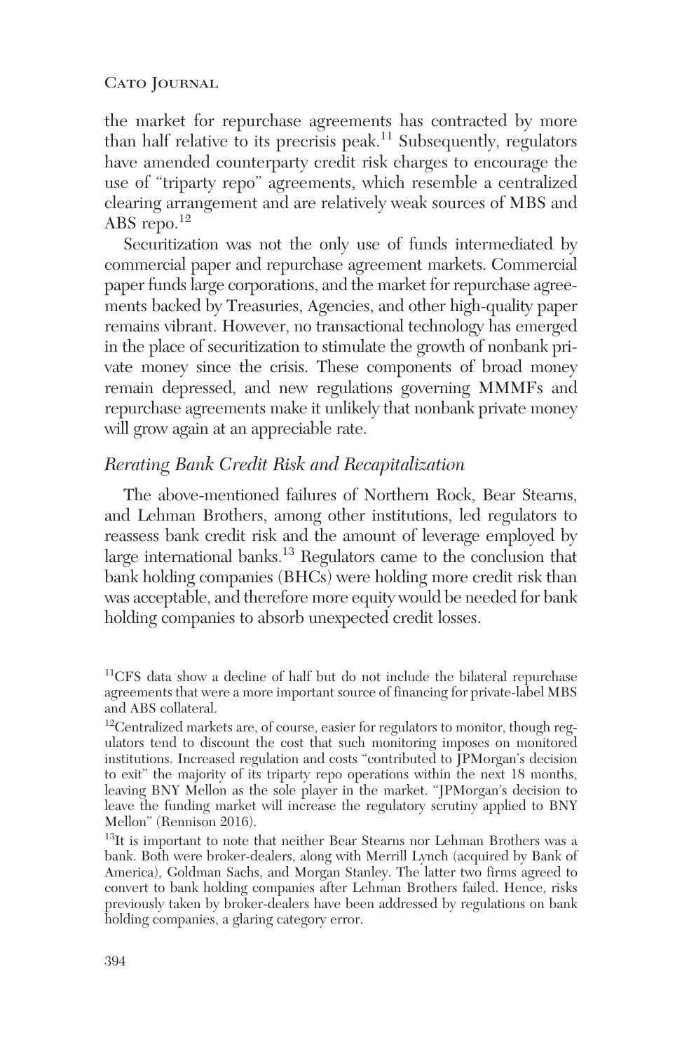the market for repurchase agreements has contracted by more than half relative to its precrisis peak.[11] Subsequently, regulators have amended counterparty credit risk charges to encourage the use of "triparty repo" agreements, which resemble a centralized clearing arrangement and are relatively weak sources of MBS and ABS repo.[12]

Securitization was not the only use of funds intermediated by commercial paper and repurchase agreement markets. Commercial paper funds large corporations, and the market for repurchase agreements backed by Treasuries, Agencies, and other high-quality paper remains vibrant. However, no transactional technology has emerged in the place of securitization to stimulate the growth of nonbank private money since the crisis. These components of broad money remain depressed, and new regulations governing MMMFs and repurchase agreements make it unlikely that nonbank private money will grow again at an appreciable rate.

## *Rerating Bank Credit Risk and Recapitalization*

The above-mentioned failures of Northern Rock, Bear Stearns, and Lehman Brothers, among other institutions, led regulators to reassess bank credit risk and the amount of leverage employed by large international banks.[13] Regulators came to the conclusion that bank holding companies (BHCs) were holding more credit risk than was acceptable, and therefore more equity would be needed for bank holding companies to absorb unexpected credit losses.

---

[11]CFS data show a decline of half but do not include the bilateral repurchase agreements that were a more important source of financing for private-label MBS and ABS collateral.

[12]Centralized markets are, of course, easier for regulators to monitor, though regulators tend to discount the cost that such monitoring imposes on monitored institutions. Increased regulation and costs "contributed to JPMorgan's decision to exit" the majority of its triparty repo operations within the next 18 months, leaving BNY Mellon as the sole player in the market. "JPMorgan's decision to leave the funding market will increase the regulatory scrutiny applied to BNY Mellon" (Rennison 2016).

[13]It is important to note that neither Bear Stearns nor Lehman Brothers was a bank. Both were broker-dealers, along with Merrill Lynch (acquired by Bank of America), Goldman Sachs, and Morgan Stanley. The latter two firms agreed to convert to bank holding companies after Lehman Brothers failed. Hence, risks previously taken by broker-dealers have been addressed by regulations on bank holding companies, a glaring category error.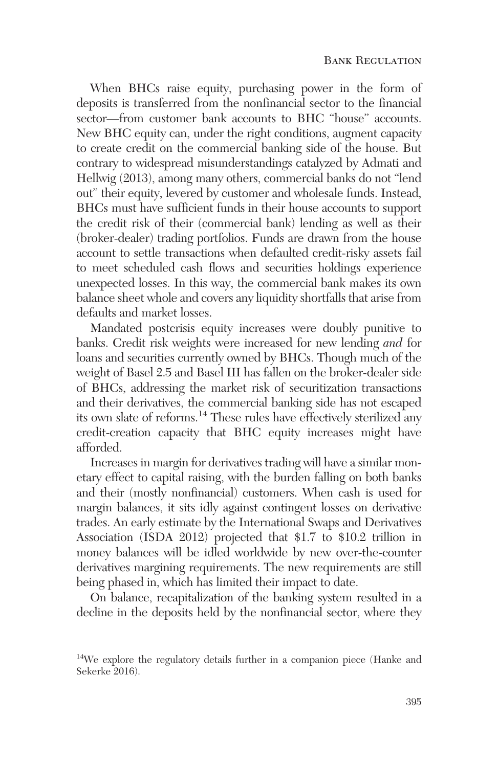When BHCs raise equity, purchasing power in the form of deposits is transferred from the nonfinancial sector to the financial sector—from customer bank accounts to BHC "house" accounts. New BHC equity can, under the right conditions, augment capacity to create credit on the commercial banking side of the house. But contrary to widespread misunderstandings catalyzed by Admati and Hellwig (2013), among many others, commercial banks do not "lend out" their equity, levered by customer and wholesale funds. Instead, BHCs must have sufficient funds in their house accounts to support the credit risk of their (commercial bank) lending as well as their (broker-dealer) trading portfolios. Funds are drawn from the house account to settle transactions when defaulted credit-risky assets fail to meet scheduled cash flows and securities holdings experience unexpected losses. In this way, the commercial bank makes its own balance sheet whole and covers any liquidity shortfalls that arise from defaults and market losses.

Mandated postcrisis equity increases were doubly punitive to banks. Credit risk weights were increased for new lending *and* for loans and securities currently owned by BHCs. Though much of the weight of Basel 2.5 and Basel III has fallen on the broker-dealer side of BHCs, addressing the market risk of securitization transactions and their derivatives, the commercial banking side has not escaped its own slate of reforms.[14] These rules have effectively sterilized any credit-creation capacity that BHC equity increases might have afforded.

Increases in margin for derivatives trading will have a similar monetary effect to capital raising, with the burden falling on both banks and their (mostly nonfinancial) customers. When cash is used for margin balances, it sits idly against contingent losses on derivative trades. An early estimate by the International Swaps and Derivatives Association (ISDA 2012) projected that \$1.7 to \$10.2 trillion in money balances will be idled worldwide by new over-the-counter derivatives margining requirements. The new requirements are still being phased in, which has limited their impact to date.

On balance, recapitalization of the banking system resulted in a decline in the deposits held by the nonfinancial sector, where they

[14] We explore the regulatory details further in a companion piece (Hanke and Sekerke 2016).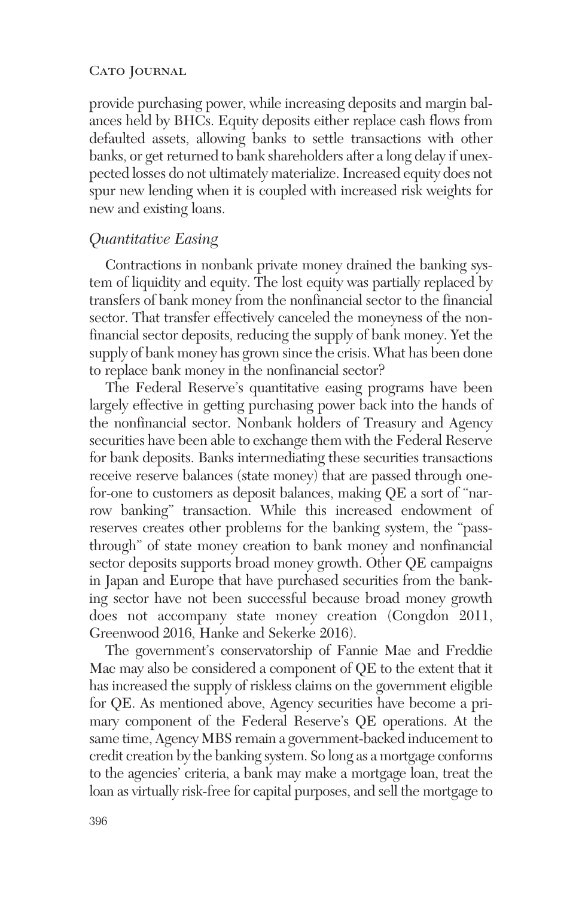provide purchasing power, while increasing deposits and margin balances held by BHCs. Equity deposits either replace cash flows from defaulted assets, allowing banks to settle transactions with other banks, or get returned to bank shareholders after a long delay if unexpected losses do not ultimately materialize. Increased equity does not spur new lending when it is coupled with increased risk weights for new and existing loans.

### *Quantitative Easing*

Contractions in nonbank private money drained the banking system of liquidity and equity. The lost equity was partially replaced by transfers of bank money from the nonfinancial sector to the financial sector. That transfer effectively canceled the moneyness of the nonfinancial sector deposits, reducing the supply of bank money. Yet the supply of bank money has grown since the crisis. What has been done to replace bank money in the nonfinancial sector?

The Federal Reserve's quantitative easing programs have been largely effective in getting purchasing power back into the hands of the nonfinancial sector. Nonbank holders of Treasury and Agency securities have been able to exchange them with the Federal Reserve for bank deposits. Banks intermediating these securities transactions receive reserve balances (state money) that are passed through one-for-one to customers as deposit balances, making QE a sort of "narrow banking" transaction. While this increased endowment of reserves creates other problems for the banking system, the "pass-through" of state money creation to bank money and nonfinancial sector deposits supports broad money growth. Other QE campaigns in Japan and Europe that have purchased securities from the banking sector have not been successful because broad money growth does not accompany state money creation (Congdon 2011, Greenwood 2016, Hanke and Sekerke 2016).

The government's conservatorship of Fannie Mae and Freddie Mac may also be considered a component of QE to the extent that it has increased the supply of riskless claims on the government eligible for QE. As mentioned above, Agency securities have become a primary component of the Federal Reserve's QE operations. At the same time, Agency MBS remain a government-backed inducement to credit creation by the banking system. So long as a mortgage conforms to the agencies' criteria, a bank may make a mortgage loan, treat the loan as virtually risk-free for capital purposes, and sell the mortgage to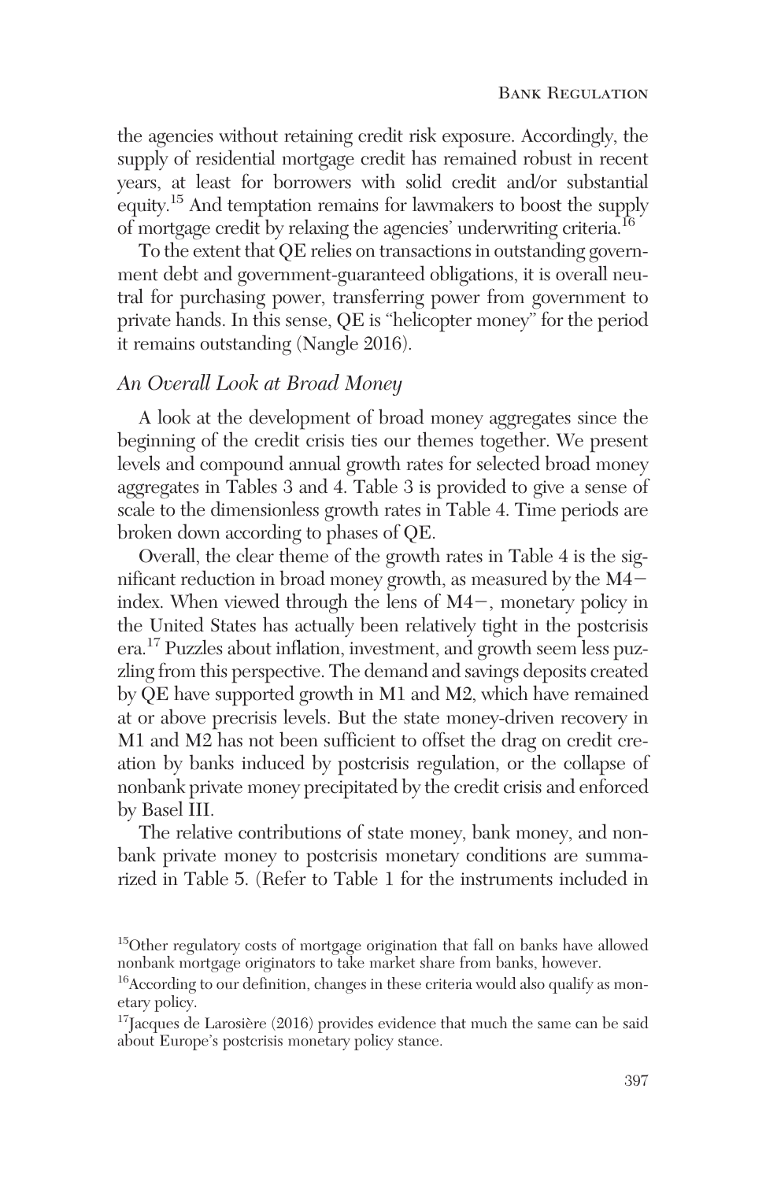the agencies without retaining credit risk exposure. Accordingly, the supply of residential mortgage credit has remained robust in recent years, at least for borrowers with solid credit and/or substantial equity.[15] And temptation remains for lawmakers to boost the supply of mortgage credit by relaxing the agencies' underwriting criteria.[16]

To the extent that QE relies on transactions in outstanding government debt and government-guaranteed obligations, it is overall neutral for purchasing power, transferring power from government to private hands. In this sense, QE is "helicopter money" for the period it remains outstanding (Nangle 2016).

## *An Overall Look at Broad Money*

A look at the development of broad money aggregates since the beginning of the credit crisis ties our themes together. We present levels and compound annual growth rates for selected broad money aggregates in Tables 3 and 4. Table 3 is provided to give a sense of scale to the dimensionless growth rates in Table 4. Time periods are broken down according to phases of QE.

Overall, the clear theme of the growth rates in Table 4 is the significant reduction in broad money growth, as measured by the M4− index. When viewed through the lens of M4−, monetary policy in the United States has actually been relatively tight in the postcrisis era.[17] Puzzles about inflation, investment, and growth seem less puzzling from this perspective. The demand and savings deposits created by QE have supported growth in M1 and M2, which have remained at or above precrisis levels. But the state money-driven recovery in M1 and M2 has not been sufficient to offset the drag on credit creation by banks induced by postcrisis regulation, or the collapse of nonbank private money precipitated by the credit crisis and enforced by Basel III.

The relative contributions of state money, bank money, and nonbank private money to postcrisis monetary conditions are summarized in Table 5. (Refer to Table 1 for the instruments included in

[15] Other regulatory costs of mortgage origination that fall on banks have allowed nonbank mortgage originators to take market share from banks, however.

[16] According to our definition, changes in these criteria would also qualify as monetary policy.

[17] Jacques de Larosière (2016) provides evidence that much the same can be said about Europe's postcrisis monetary policy stance.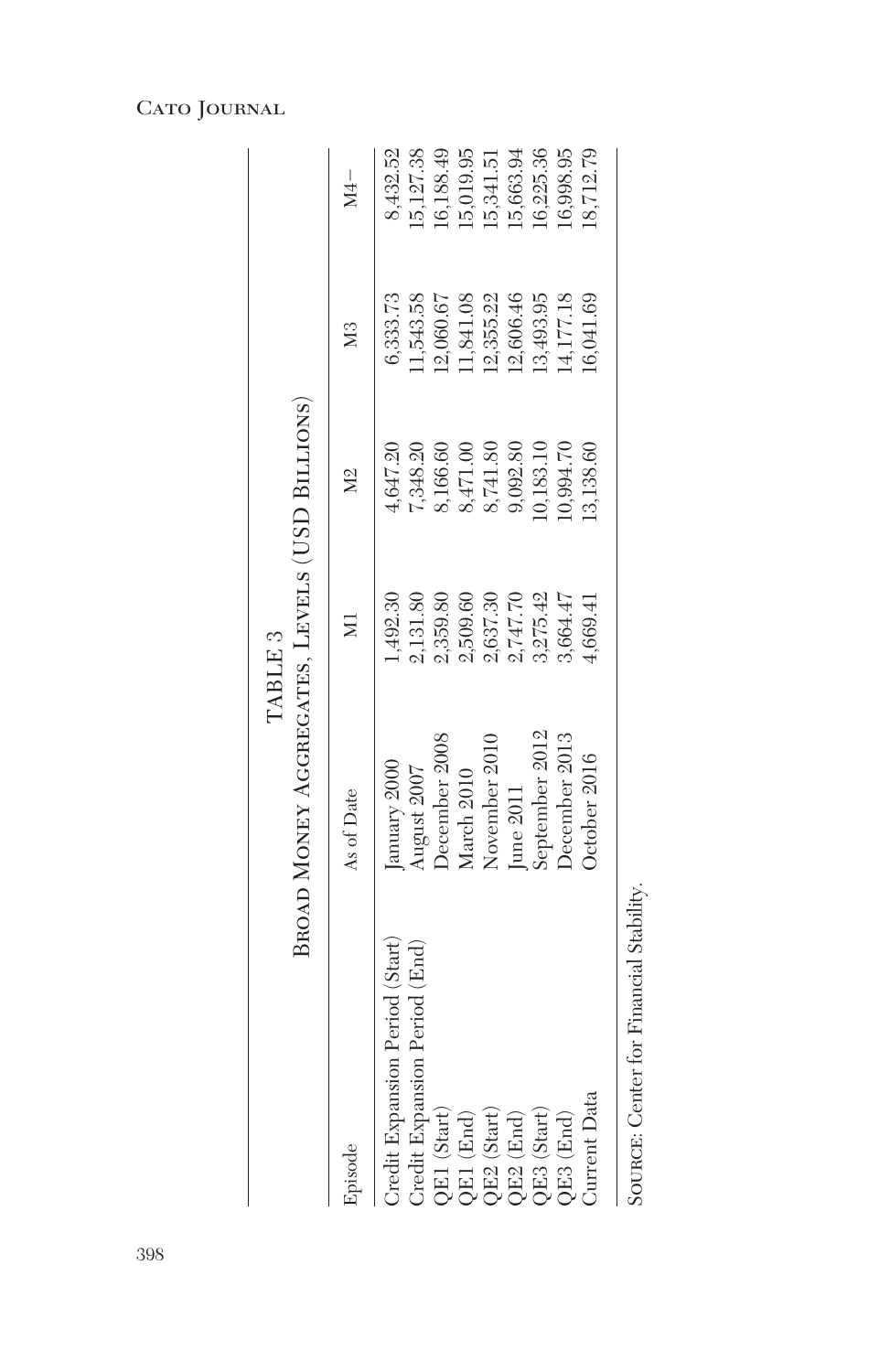TABLE 3

Broad Money Aggregates, Levels (USD Billions)

| Episode | As of Date | M1 | M2 | M3 | M4− |
|---|---|---|---|---|---|
| Credit Expansion Period (Start) | January 2000 | 1,492.30 | 4,647.20 | 6,333.73 | 8,432.52 |
| Credit Expansion Period (End) | August 2007 | 2,131.80 | 7,348.20 | 11,543.58 | 15,127.38 |
| QE1 (Start) | December 2008 | 2,359.80 | 8,166.60 | 12,060.67 | 16,188.49 |
| QE1 (End) | March 2010 | 2,509.60 | 8,471.00 | 11,841.08 | 15,019.95 |
| QE2 (Start) | November 2010 | 2,637.30 | 8,741.80 | 12,355.22 | 15,341.51 |
| QE2 (End) | June 2011 | 2,747.70 | 9,092.80 | 12,606.46 | 15,663.94 |
| QE3 (Start) | September 2012 | 3,275.42 | 10,183.10 | 13,493.95 | 16,225.36 |
| QE3 (End) | December 2013 | 3,664.47 | 10,994.70 | 14,177.18 | 16,998.95 |
| Current Data | October 2016 | 4,669.41 | 13,138.60 | 16,041.69 | 18,712.79 |

Source: Center for Financial Stability.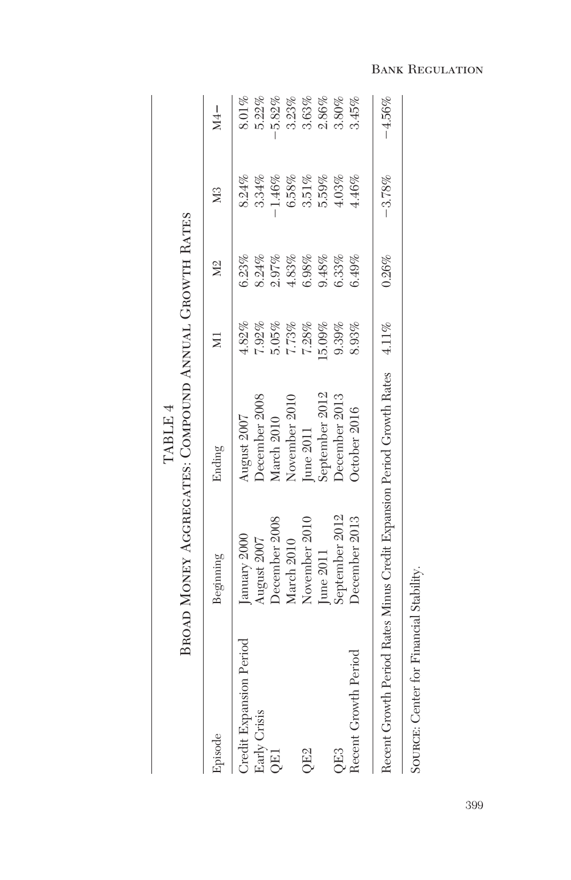TABLE 4

Broad Money Aggregates: Compound Annual Growth Rates

| Episode | Beginning | Ending | M1 | M2 | M3 | M4− |
|---|---|---|---|---|---|---|
| Credit Expansion Period | January 2000 | August 2007 | 4.82% | 6.23% | 8.24% | 8.01% |
| Early Crisis | August 2007 | December 2008 | 7.92% | 8.24% | 3.34% | 5.22% |
| QE1 | December 2008 | March 2010 | 5.05% | 2.97% | −1.46% | −5.82% |
| | March 2010 | November 2010 | 7.73% | 4.83% | 6.58% | 3.23% |
| QE2 | November 2010 | June 2011 | 7.28% | 6.98% | 3.51% | 3.63% |
| | June 2011 | September 2012 | 15.09% | 9.48% | 5.59% | 2.86% |
| QE3 | September 2012 | December 2013 | 9.39% | 6.33% | 4.03% | 3.80% |
| Recent Growth Period | December 2013 | October 2016 | 8.93% | 6.49% | 4.46% | 3.45% |
| Recent Growth Period Rates Minus Credit Expansion Period Growth Rates | | | 4.11% | 0.26% | −3.78% | −4.56% |

Source: Center for Financial Stability.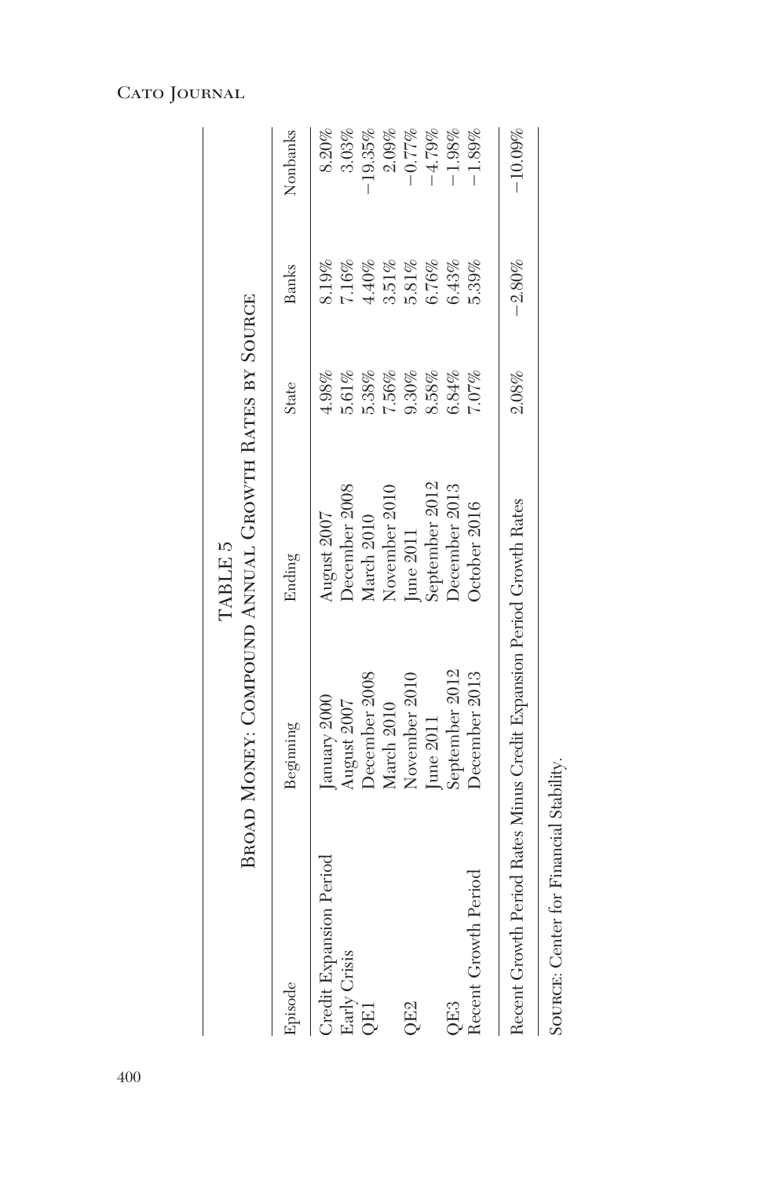TABLE 5

Broad Money: Compound Annual Growth Rates by Source

| Episode | Beginning | Ending | State | Banks | Nonbanks |
|---|---|---|---|---|---|
| Credit Expansion Period | January 2000 | August 2007 | 4.98% | 8.19% | 8.20% |
| Early Crisis | August 2007 | December 2008 | 5.61% | 7.16% | 3.03% |
| QE1 | December 2008 | March 2010 | 5.38% | 4.40% | −19.35% |
| | March 2010 | November 2010 | 7.56% | 3.51% | 2.09% |
| QE2 | November 2010 | June 2011 | 9.30% | 5.81% | −0.77% |
| | June 2011 | September 2012 | 8.58% | 6.76% | −4.79% |
| QE3 | September 2012 | December 2013 | 6.84% | 6.43% | −1.98% |
| Recent Growth Period | December 2013 | October 2016 | 7.07% | 5.39% | −1.89% |
| Recent Growth Period Rates Minus Credit Expansion Period Growth Rates | | | 2.08% | −2.80% | −10.09% |

Source: Center for Financial Stability.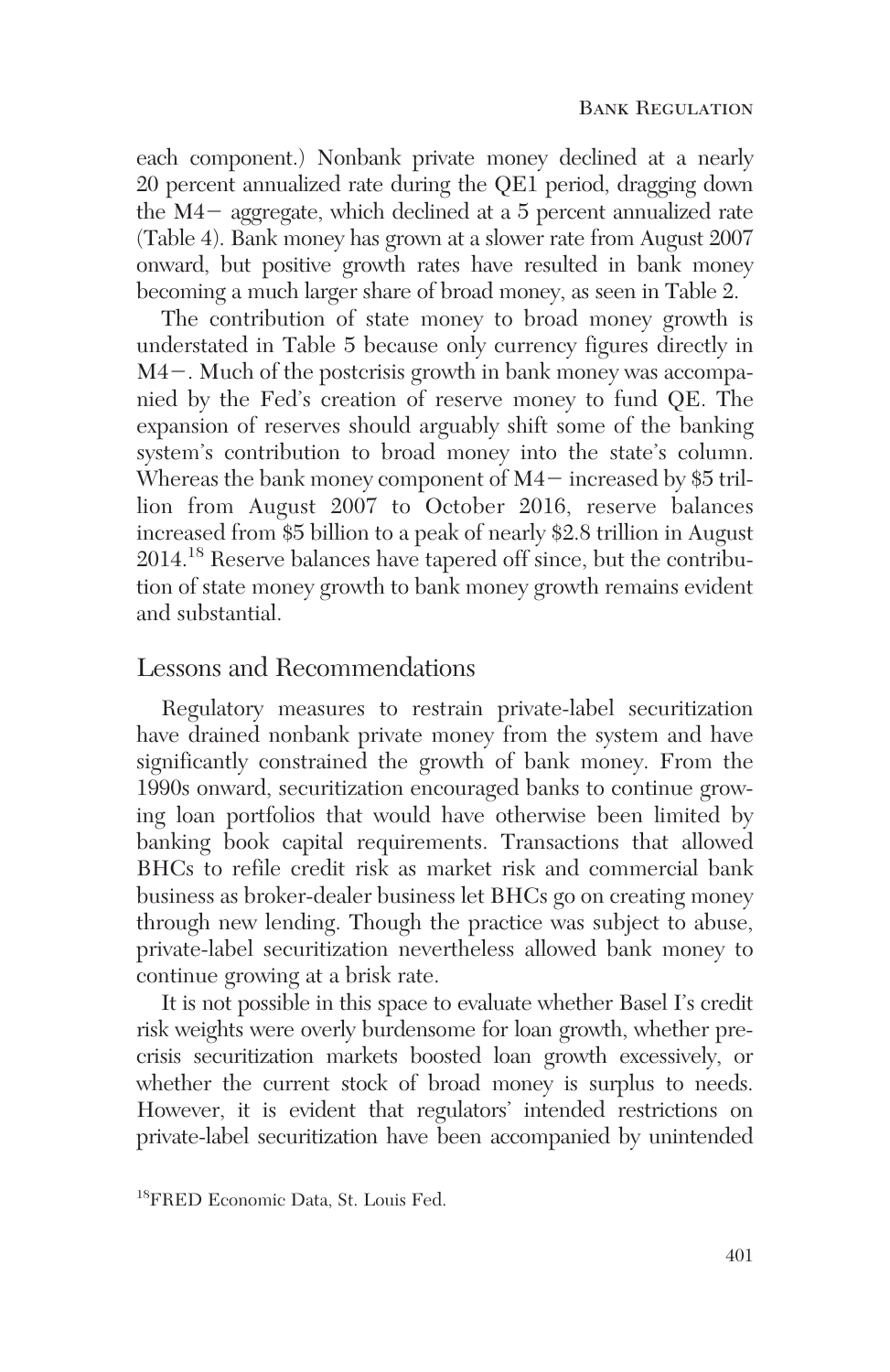each component.) Nonbank private money declined at a nearly 20 percent annualized rate during the QE1 period, dragging down the M4− aggregate, which declined at a 5 percent annualized rate (Table 4). Bank money has grown at a slower rate from August 2007 onward, but positive growth rates have resulted in bank money becoming a much larger share of broad money, as seen in Table 2.

The contribution of state money to broad money growth is understated in Table 5 because only currency figures directly in M4−. Much of the postcrisis growth in bank money was accompanied by the Fed's creation of reserve money to fund QE. The expansion of reserves should arguably shift some of the banking system's contribution to broad money into the state's column. Whereas the bank money component of M4− increased by $5 trillion from August 2007 to October 2016, reserve balances increased from $5 billion to a peak of nearly $2.8 trillion in August 2014.[18] Reserve balances have tapered off since, but the contribution of state money growth to bank money growth remains evident and substantial.

## Lessons and Recommendations

Regulatory measures to restrain private-label securitization have drained nonbank private money from the system and have significantly constrained the growth of bank money. From the 1990s onward, securitization encouraged banks to continue growing loan portfolios that would have otherwise been limited by banking book capital requirements. Transactions that allowed BHCs to refile credit risk as market risk and commercial bank business as broker-dealer business let BHCs go on creating money through new lending. Though the practice was subject to abuse, private-label securitization nevertheless allowed bank money to continue growing at a brisk rate.

It is not possible in this space to evaluate whether Basel I's credit risk weights were overly burdensome for loan growth, whether precrisis securitization markets boosted loan growth excessively, or whether the current stock of broad money is surplus to needs. However, it is evident that regulators' intended restrictions on private-label securitization have been accompanied by unintended

[18] FRED Economic Data, St. Louis Fed.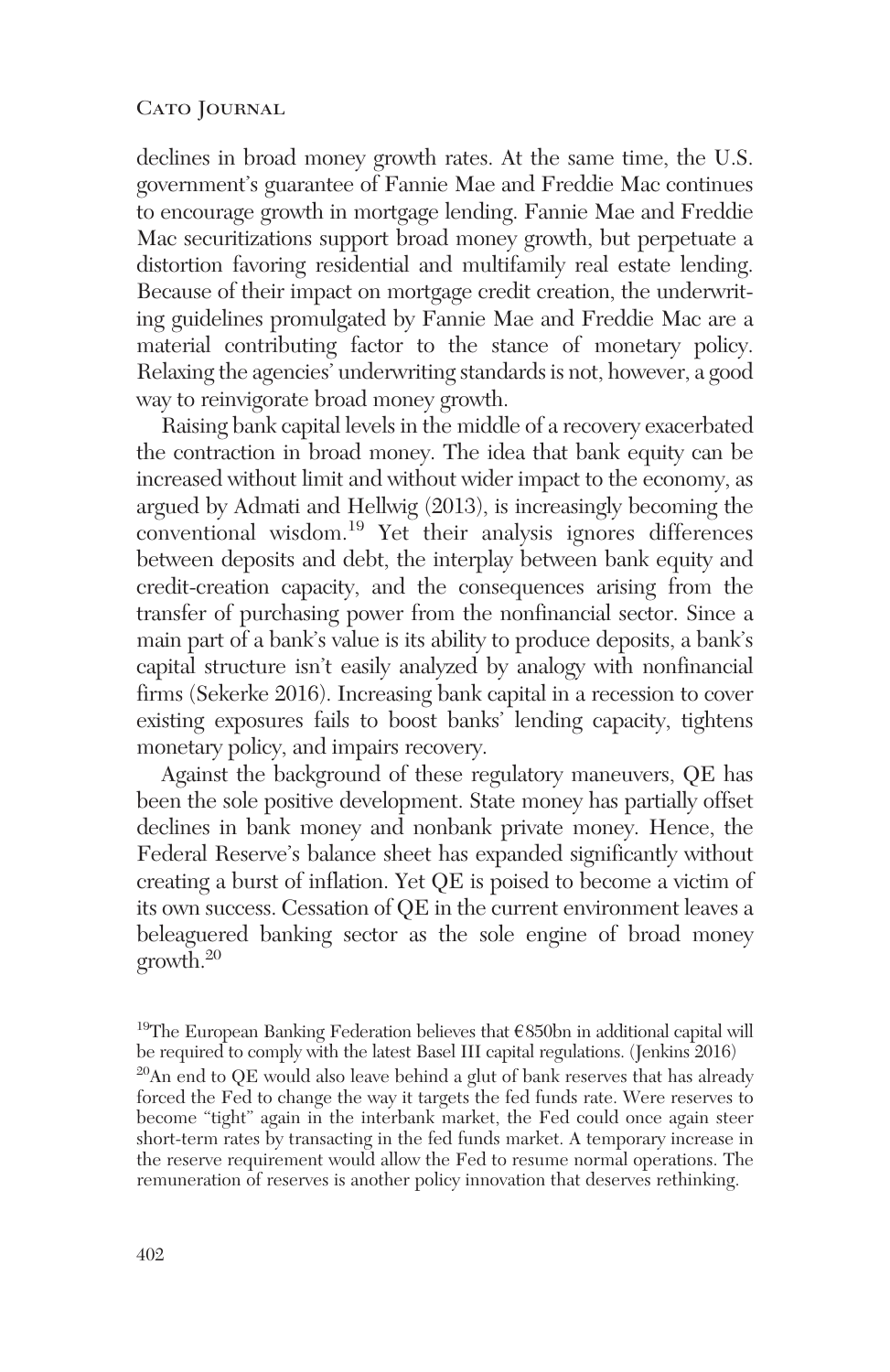declines in broad money growth rates. At the same time, the U.S. government's guarantee of Fannie Mae and Freddie Mac continues to encourage growth in mortgage lending. Fannie Mae and Freddie Mac securitizations support broad money growth, but perpetuate a distortion favoring residential and multifamily real estate lending. Because of their impact on mortgage credit creation, the underwriting guidelines promulgated by Fannie Mae and Freddie Mac are a material contributing factor to the stance of monetary policy. Relaxing the agencies' underwriting standards is not, however, a good way to reinvigorate broad money growth.

Raising bank capital levels in the middle of a recovery exacerbated the contraction in broad money. The idea that bank equity can be increased without limit and without wider impact to the economy, as argued by Admati and Hellwig (2013), is increasingly becoming the conventional wisdom.[19] Yet their analysis ignores differences between deposits and debt, the interplay between bank equity and credit-creation capacity, and the consequences arising from the transfer of purchasing power from the nonfinancial sector. Since a main part of a bank's value is its ability to produce deposits, a bank's capital structure isn't easily analyzed by analogy with nonfinancial firms (Sekerke 2016). Increasing bank capital in a recession to cover existing exposures fails to boost banks' lending capacity, tightens monetary policy, and impairs recovery.

Against the background of these regulatory maneuvers, QE has been the sole positive development. State money has partially offset declines in bank money and nonbank private money. Hence, the Federal Reserve's balance sheet has expanded significantly without creating a burst of inflation. Yet QE is poised to become a victim of its own success. Cessation of QE in the current environment leaves a beleaguered banking sector as the sole engine of broad money growth.[20]

---

[19]The European Banking Federation believes that €850bn in additional capital will be required to comply with the latest Basel III capital regulations. (Jenkins 2016)

[20]An end to QE would also leave behind a glut of bank reserves that has already forced the Fed to change the way it targets the fed funds rate. Were reserves to become "tight" again in the interbank market, the Fed could once again steer short-term rates by transacting in the fed funds market. A temporary increase in the reserve requirement would allow the Fed to resume normal operations. The remuneration of reserves is another policy innovation that deserves rethinking.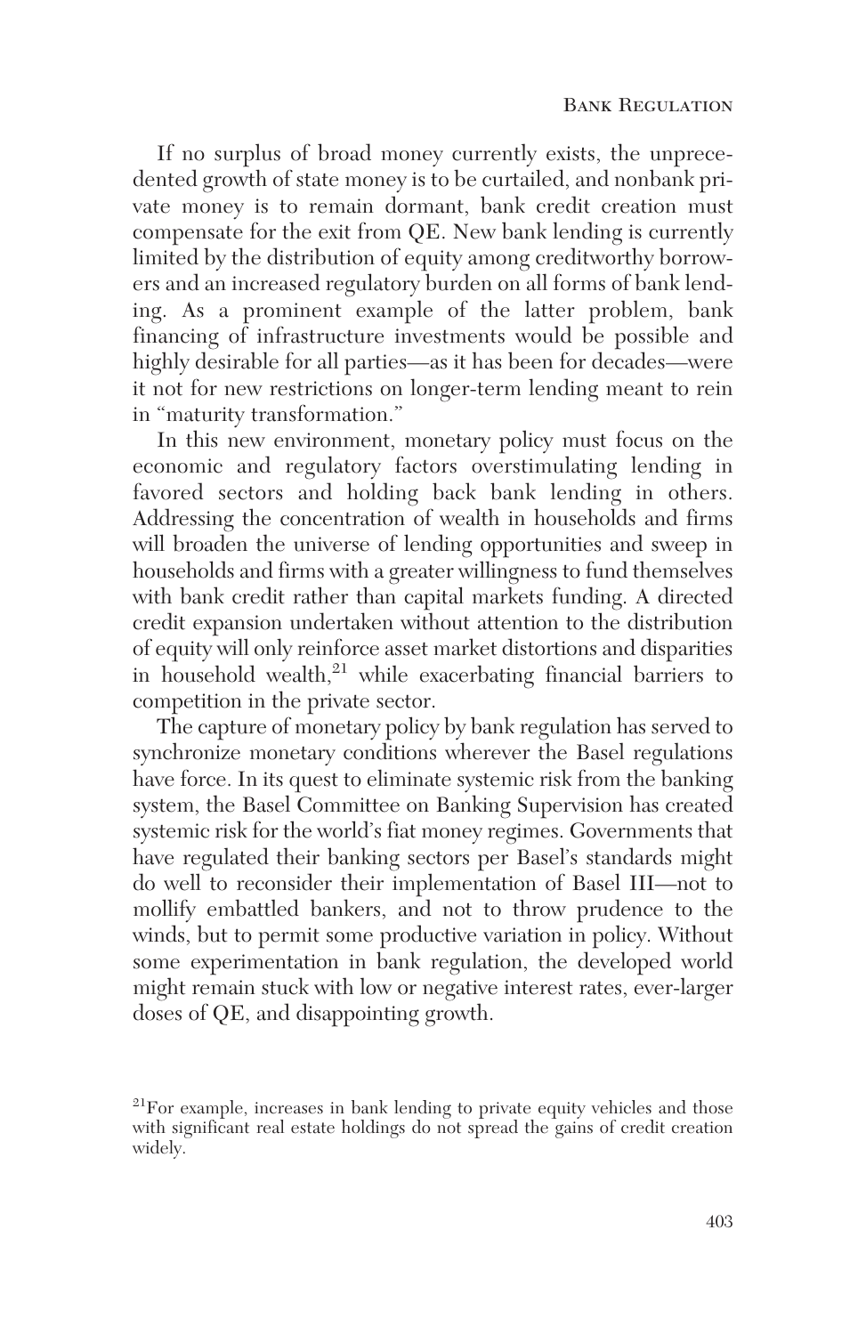If no surplus of broad money currently exists, the unprecedented growth of state money is to be curtailed, and nonbank private money is to remain dormant, bank credit creation must compensate for the exit from QE. New bank lending is currently limited by the distribution of equity among creditworthy borrowers and an increased regulatory burden on all forms of bank lending. As a prominent example of the latter problem, bank financing of infrastructure investments would be possible and highly desirable for all parties—as it has been for decades—were it not for new restrictions on longer-term lending meant to rein in "maturity transformation."

In this new environment, monetary policy must focus on the economic and regulatory factors overstimulating lending in favored sectors and holding back bank lending in others. Addressing the concentration of wealth in households and firms will broaden the universe of lending opportunities and sweep in households and firms with a greater willingness to fund themselves with bank credit rather than capital markets funding. A directed credit expansion undertaken without attention to the distribution of equity will only reinforce asset market distortions and disparities in household wealth,[21] while exacerbating financial barriers to competition in the private sector.

The capture of monetary policy by bank regulation has served to synchronize monetary conditions wherever the Basel regulations have force. In its quest to eliminate systemic risk from the banking system, the Basel Committee on Banking Supervision has created systemic risk for the world's fiat money regimes. Governments that have regulated their banking sectors per Basel's standards might do well to reconsider their implementation of Basel III—not to mollify embattled bankers, and not to throw prudence to the winds, but to permit some productive variation in policy. Without some experimentation in bank regulation, the developed world might remain stuck with low or negative interest rates, ever-larger doses of QE, and disappointing growth.

[21] For example, increases in bank lending to private equity vehicles and those with significant real estate holdings do not spread the gains of credit creation widely.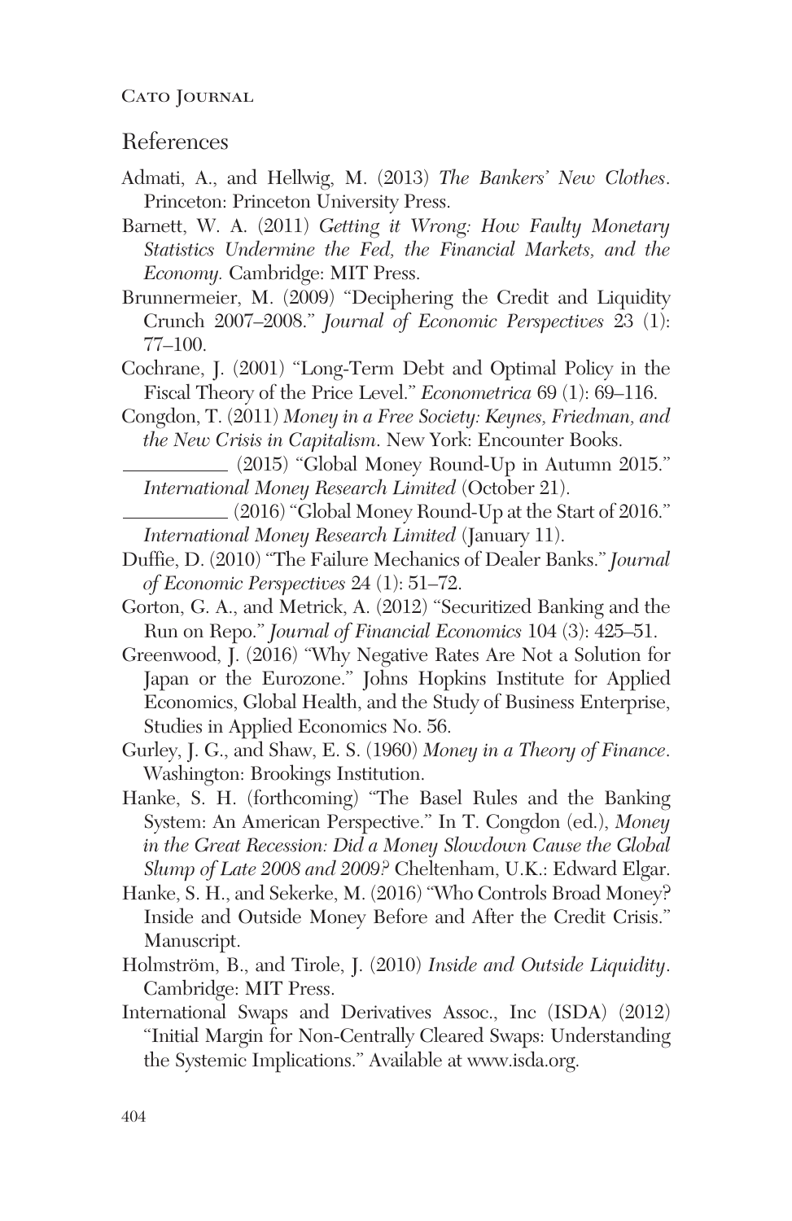## References

Admati, A., and Hellwig, M. (2013) *The Bankers' New Clothes*. Princeton: Princeton University Press.

Barnett, W. A. (2011) *Getting it Wrong: How Faulty Monetary Statistics Undermine the Fed, the Financial Markets, and the Economy.* Cambridge: MIT Press.

Brunnermeier, M. (2009) "Deciphering the Credit and Liquidity Crunch 2007–2008." *Journal of Economic Perspectives* 23 (1): 77–100.

Cochrane, J. (2001) "Long-Term Debt and Optimal Policy in the Fiscal Theory of the Price Level." *Econometrica* 69 (1): 69–116.

Congdon, T. (2011) *Money in a Free Society: Keynes, Friedman, and the New Crisis in Capitalism*. New York: Encounter Books.

__________ (2015) "Global Money Round-Up in Autumn 2015." *International Money Research Limited* (October 21).

__________ (2016) "Global Money Round-Up at the Start of 2016." *International Money Research Limited* (January 11).

Duffie, D. (2010) "The Failure Mechanics of Dealer Banks." *Journal of Economic Perspectives* 24 (1): 51–72.

Gorton, G. A., and Metrick, A. (2012) "Securitized Banking and the Run on Repo." *Journal of Financial Economics* 104 (3): 425–51.

Greenwood, J. (2016) "Why Negative Rates Are Not a Solution for Japan or the Eurozone." Johns Hopkins Institute for Applied Economics, Global Health, and the Study of Business Enterprise, Studies in Applied Economics No. 56.

Gurley, J. G., and Shaw, E. S. (1960) *Money in a Theory of Finance*. Washington: Brookings Institution.

Hanke, S. H. (forthcoming) "The Basel Rules and the Banking System: An American Perspective." In T. Congdon (ed.), *Money in the Great Recession: Did a Money Slowdown Cause the Global Slump of Late 2008 and 2009?* Cheltenham, U.K.: Edward Elgar.

Hanke, S. H., and Sekerke, M. (2016) "Who Controls Broad Money? Inside and Outside Money Before and After the Credit Crisis." Manuscript.

Holmström, B., and Tirole, J. (2010) *Inside and Outside Liquidity*. Cambridge: MIT Press.

International Swaps and Derivatives Assoc., Inc (ISDA) (2012) "Initial Margin for Non-Centrally Cleared Swaps: Understanding the Systemic Implications." Available at www.isda.org.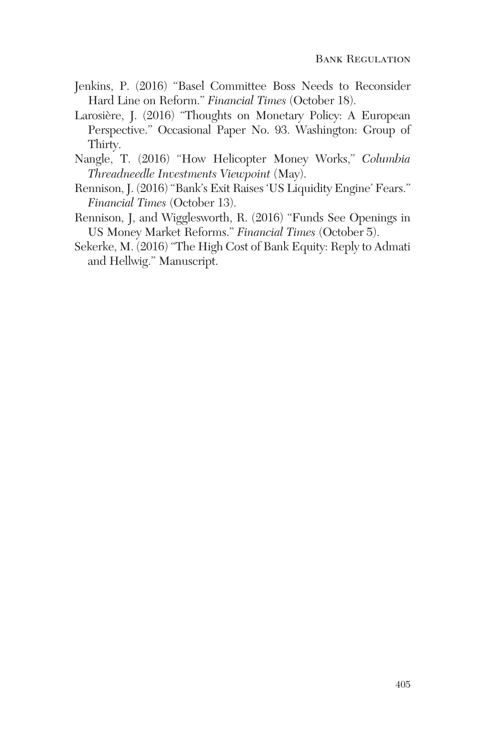Jenkins, P. (2016) "Basel Committee Boss Needs to Reconsider Hard Line on Reform." *Financial Times* (October 18).

Larosière, J. (2016) "Thoughts on Monetary Policy: A European Perspective." Occasional Paper No. 93. Washington: Group of Thirty.

Nangle, T. (2016) "How Helicopter Money Works," *Columbia Threadneedle Investments Viewpoint* (May).

Rennison, J. (2016) "Bank's Exit Raises 'US Liquidity Engine' Fears." *Financial Times* (October 13).

Rennison, J, and Wigglesworth, R. (2016) "Funds See Openings in US Money Market Reforms." *Financial Times* (October 5).

Sekerke, M. (2016) "The High Cost of Bank Equity: Reply to Admati and Hellwig." Manuscript.